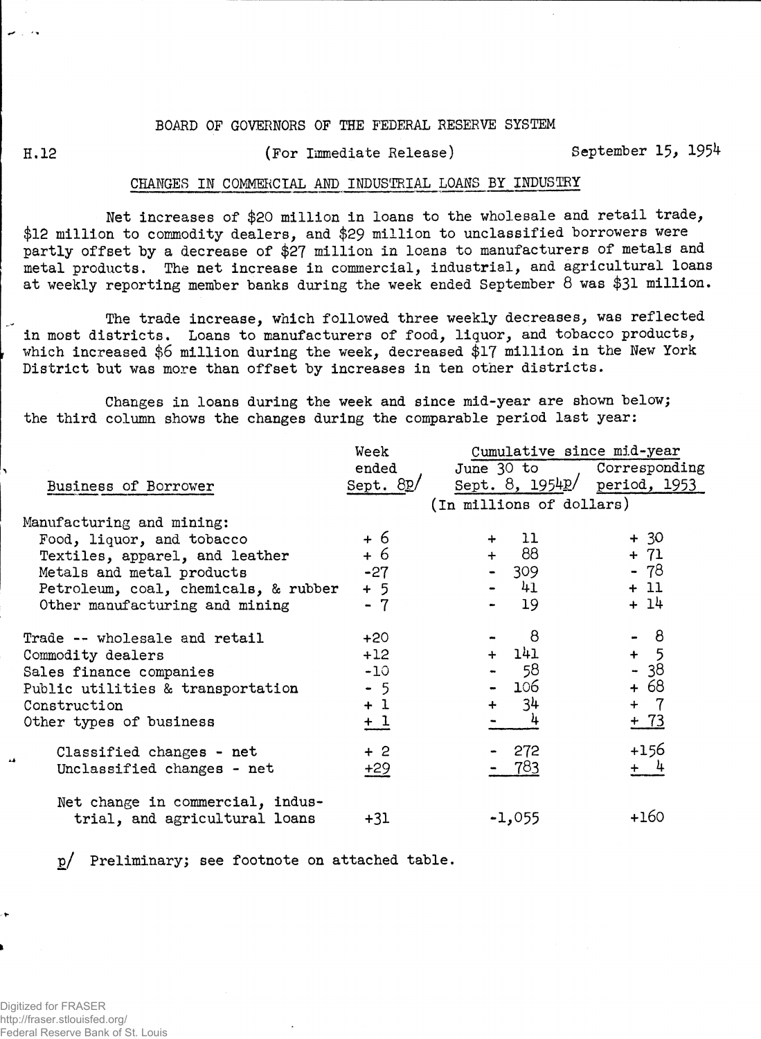BOARD OF GOVERNORS OF THE FEDERAL RESERVE SYSTEM

H.12 (For Immediate Release) September 15, 1954

## CHANGES IN COMMERCIAL AND INDUSTRIAL LOANS BY INDUSTRY

Net increases of $20 million in loans to the wholesale and retail trade, $12 million to commodity dealers, and $29 million to unclassified borrowers were partly offset by a decrease of $27 million in loans to manufacturers of metals and metal products. The net increase in commercial, industrial, and agricultural loans at weekly reporting member banks during the week ended September 8 was $31 million.

The trade increase, which followed three weekly decreases, was reflected in most districts. Loans to manufacturers of food, liquor, and tobacco products, which increased $6 million during the week, decreased $17 million in the New York District but was more than offset by increases in ten other districts.

Changes in loans during the week and since mid-year are shown below; the third column shows the changes during the comparable period last year:

| Business of Borrower | Week ended Sept. 8p/ | Cumulative since mid-year: June 30 to Sept. 8, 1954p/ | Cumulative since mid-year: Corresponding period, 1953 |
|---|---|---|---|
| | (In millions of dollars) | | |
| Manufacturing and mining: | | | |
| Food, liquor, and tobacco | + 6 | + 11 | + 30 |
| Textiles, apparel, and leather | + 6 | + 88 | + 71 |
| Metals and metal products | -27 | - 309 | - 78 |
| Petroleum, coal, chemicals, & rubber | + 5 | - 41 | + 11 |
| Other manufacturing and mining | - 7 | - 19 | + 14 |
| Trade -- wholesale and retail | +20 | - 8 | - 8 |
| Commodity dealers | +12 | + 141 | + 5 |
| Sales finance companies | -10 | - 58 | - 38 |
| Public utilities & transportation | - 5 | - 106 | + 68 |
| Construction | + 1 | + 34 | + 7 |
| Other types of business | + 1 | - 4 | + 73 |
| Classified changes - net | + 2 | - 272 | +156 |
| Unclassified changes - net | +29 | - 783 | + 4 |
| Net change in commercial, industrial, and agricultural loans | +31 | -1,055 | +160 |

p/ Preliminary; see footnote on attached table.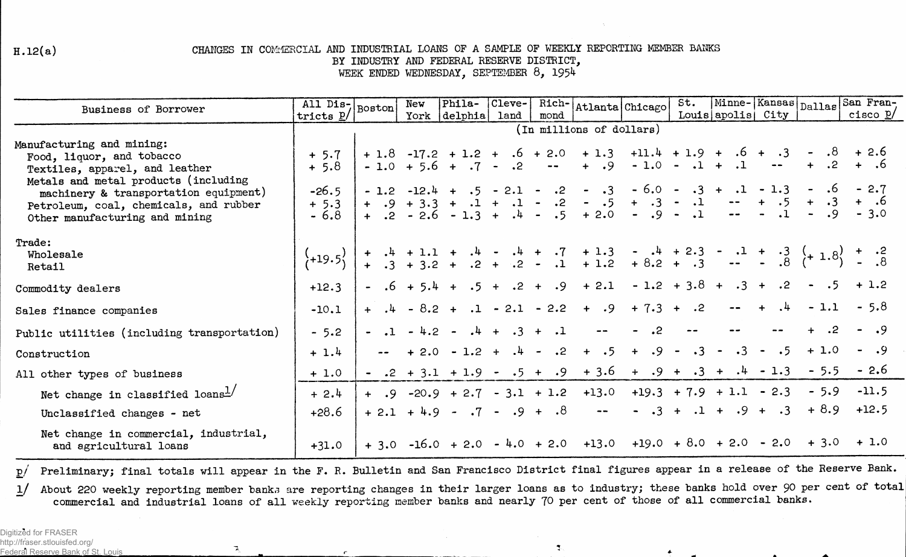H.12(a)

# CHANGES IN COMMERCIAL AND INDUSTRIAL LOANS OF A SAMPLE OF WEEKLY REPORTING MEMBER BANKS BY INDUSTRY AND FEDERAL RESERVE DISTRICT, WEEK ENDED WEDNESDAY, SEPTEMBER 8, 1954

| Business of Borrower | All Districts p/ | Boston | New York | Philadelphia | Cleveland | Richmond | Atlanta | Chicago | St. Louis | Minneapolis | Kansas City | Dallas | San Francisco p/ |
|---|---|---|---|---|---|---|---|---|---|---|---|---|---|
| | (In millions of dollars) | | | | | | | | | | | | |
| Manufacturing and mining: | | | | | | | | | | | | | |
| Food, liquor, and tobacco | + 5.7 | + 1.8 | -17.2 | + 1.2 | + .6 | + 2.0 | + 1.3 | +11.4 | + 1.9 | + .6 | + .3 | - .8 | + 2.6 |
| Textiles, apparel, and leather | + 5.8 | - 1.0 | + 5.6 | + .7 | - .2 | -- | + .9 | - 1.0 | - .1 | + .1 | -- | + .2 | + .6 |
| Metals and metal products (including machinery & transportation equipment) | -26.5 | - 1.2 | -12.4 | + .5 | - 2.1 | - .2 | - .3 | - 6.0 | - .3 | + .1 | - 1.3 | - .6 | - 2.7 |
| Petroleum, coal, chemicals, and rubber | + 5.3 | + .9 | + 3.3 | + .1 | + .1 | - .2 | - .5 | + .3 | - .1 | -- | + .5 | + .3 | + .6 |
| Other manufacturing and mining | - 6.8 | + .2 | - 2.6 | - 1.3 | + .4 | - .5 | + 2.0 | - .9 | - .1 | -- | - .1 | - .9 | - 3.0 |
| Trade: | | | | | | | | | | | | | |
| Wholesale | (+19.5) | + .4 | + 1.1 | + .4 | - .4 | + .7 | + 1.3 | - .4 | + 2.3 | - .1 | + .3 | (+ 1.8) | + .2 |
| Retail | | + .3 | + 3.2 | + .2 | + .2 | - .1 | + 1.2 | + 8.2 | + .3 | -- | - .8 | | - .8 |
| Commodity dealers | +12.3 | - .6 | + 5.4 | + .5 | + .2 | + .9 | + 2.1 | - 1.2 | + 3.8 | + .3 | + .2 | - .5 | + 1.2 |
| Sales finance companies | -10.1 | + .4 | - 8.2 | + .1 | - 2.1 | - 2.2 | + .9 | + 7.3 | + .2 | -- | + .4 | - 1.1 | - 5.8 |
| Public utilities (including transportation) | - 5.2 | - .1 | - 4.2 | - .4 | + .3 | + .1 | -- | - .2 | -- | -- | -- | + .2 | - .9 |
| Construction | + 1.4 | -- | + 2.0 | - 1.2 | + .4 | - .2 | + .5 | + .9 | - .3 | - .3 | - .5 | + 1.0 | - .9 |
| All other types of business | + 1.0 | - .2 | + 3.1 | + 1.9 | - .5 | + .9 | + 3.6 | + .9 | + .3 | + .4 | - 1.3 | - 5.5 | - 2.6 |
| Net change in classified loans 1/ | + 2.4 | + .9 | -20.9 | + 2.7 | - 3.1 | + 1.2 | +13.0 | +19.3 | + 7.9 | + 1.1 | - 2.3 | - 5.9 | -11.5 |
| Unclassified changes - net | +28.6 | + 2.1 | + 4.9 | - .7 | - .9 | + .8 | -- | - .3 | + .1 | + .9 | + .3 | + 8.9 | +12.5 |
| Net change in commercial, industrial, and agricultural loans | +31.0 | + 3.0 | -16.0 | + 2.0 | - 4.0 | + 2.0 | +13.0 | +19.0 | + 8.0 | + 2.0 | - 2.0 | + 3.0 | + 1.0 |

p/ Preliminary; final totals will appear in the F. R. Bulletin and San Francisco District final figures appear in a release of the Reserve Bank.

1/ About 220 weekly reporting member banks are reporting changes in their larger loans as to industry; these banks hold over 90 per cent of total commercial and industrial loans of all weekly reporting member banks and nearly 70 per cent of those of all commercial banks.